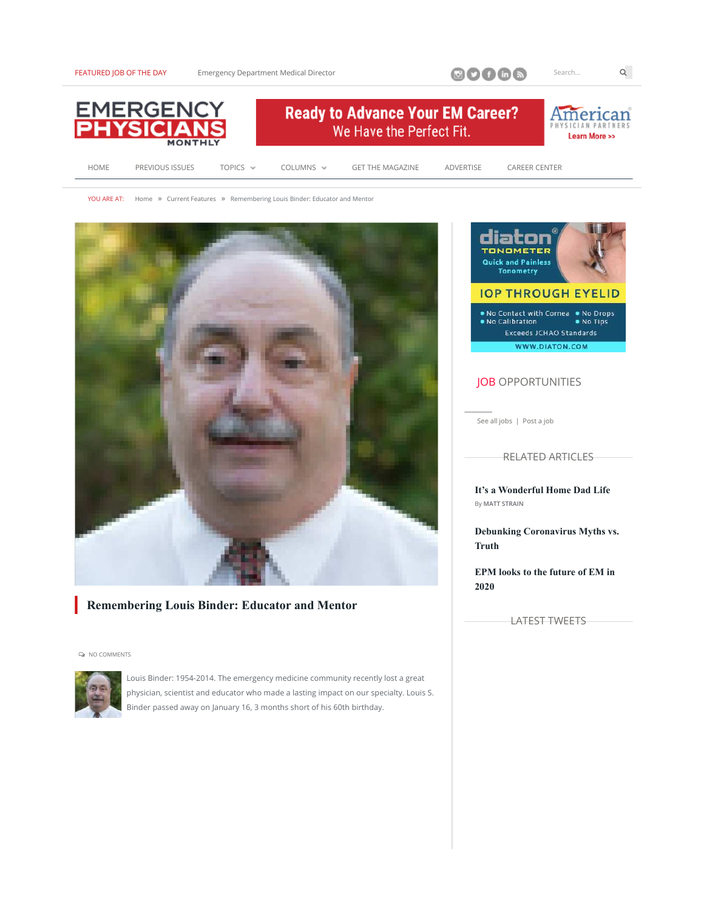FEATURED JOB OF THE DAY　Emergency Department Medical Director

HOME　PREVIOUS ISSUES　TOPICS　COLUMNS　GET THE MAGAZINE　ADVERTISE　CAREER CENTER

YOU ARE AT: Home » Current Features » Remembering Louis Binder: Educator and Mentor

# Remembering Louis Binder: Educator and Mentor

NO COMMENTS

Louis Binder: 1954-2014. The emergency medicine community recently lost a great physician, scientist and educator who made a lasting impact on our specialty. Louis S. Binder passed away on January 16, 3 months short of his 60th birthday.

## JOB OPPORTUNITIES

See all jobs | Post a job

## RELATED ARTICLES

**It's a Wonderful Home Dad Life**
By MATT STRAIN

**Debunking Coronavirus Myths vs. Truth**

**EPM looks to the future of EM in 2020**

## LATEST TWEETS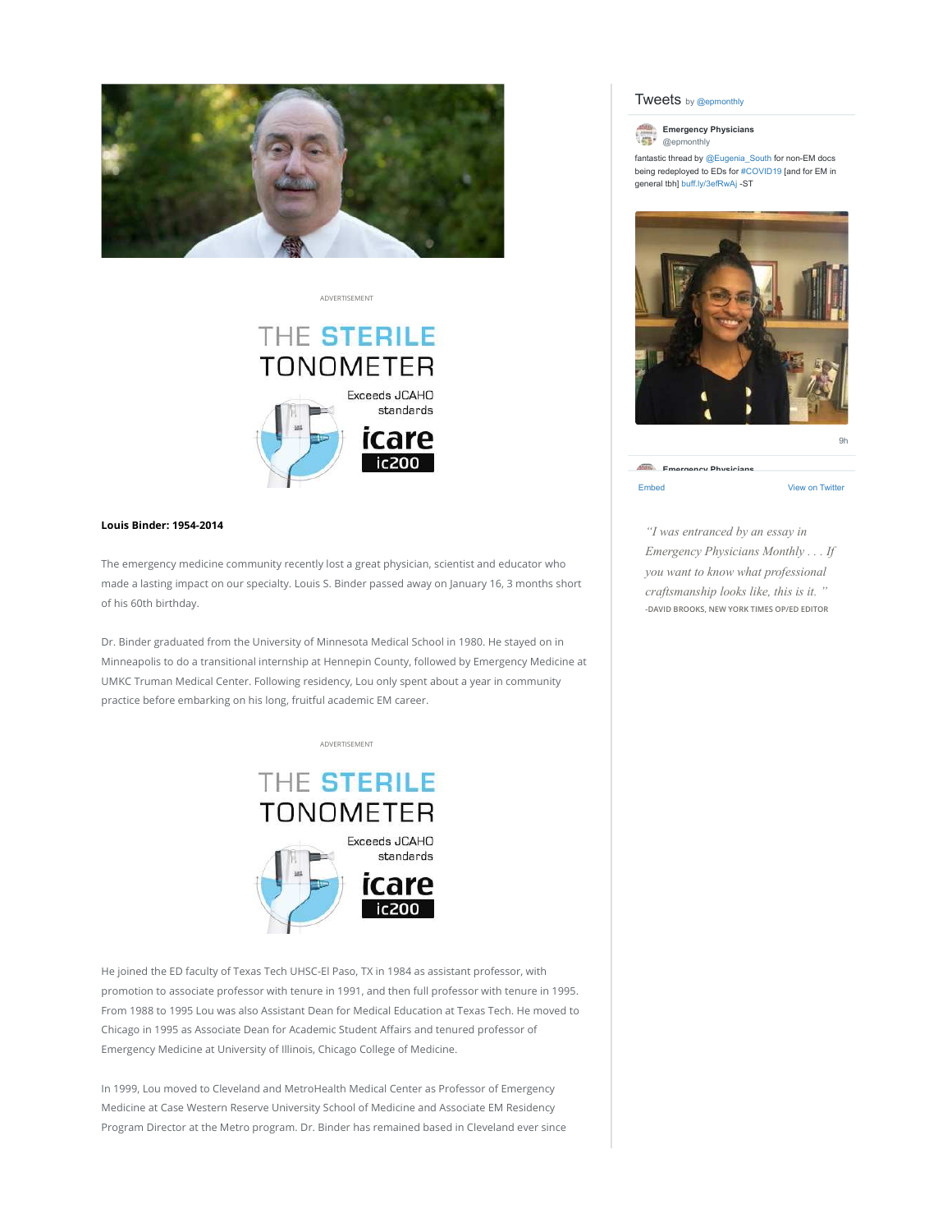**Louis Binder: 1954-2014**

The emergency medicine community recently lost a great physician, scientist and educator who made a lasting impact on our specialty. Louis S. Binder passed away on January 16, 3 months short of his 60th birthday.

Dr. Binder graduated from the University of Minnesota Medical School in 1980. He stayed on in Minneapolis to do a transitional internship at Hennepin County, followed by Emergency Medicine at UMKC Truman Medical Center. Following residency, Lou only spent about a year in community practice before embarking on his long, fruitful academic EM career.

He joined the ED faculty of Texas Tech UHSC-El Paso, TX in 1984 as assistant professor, with promotion to associate professor with tenure in 1991, and then full professor with tenure in 1995. From 1988 to 1995 Lou was also Assistant Dean for Medical Education at Texas Tech. He moved to Chicago in 1995 as Associate Dean for Academic Student Affairs and tenured professor of Emergency Medicine at University of Illinois, Chicago College of Medicine.

In 1999, Lou moved to Cleveland and MetroHealth Medical Center as Professor of Emergency Medicine at Case Western Reserve University School of Medicine and Associate EM Residency Program Director at the Metro program. Dr. Binder has remained based in Cleveland ever since

*"I was entranced by an essay in Emergency Physicians Monthly . . . If you want to know what professional craftsmanship looks like, this is it. "*

-DAVID BROOKS, NEW YORK TIMES OP/ED EDITOR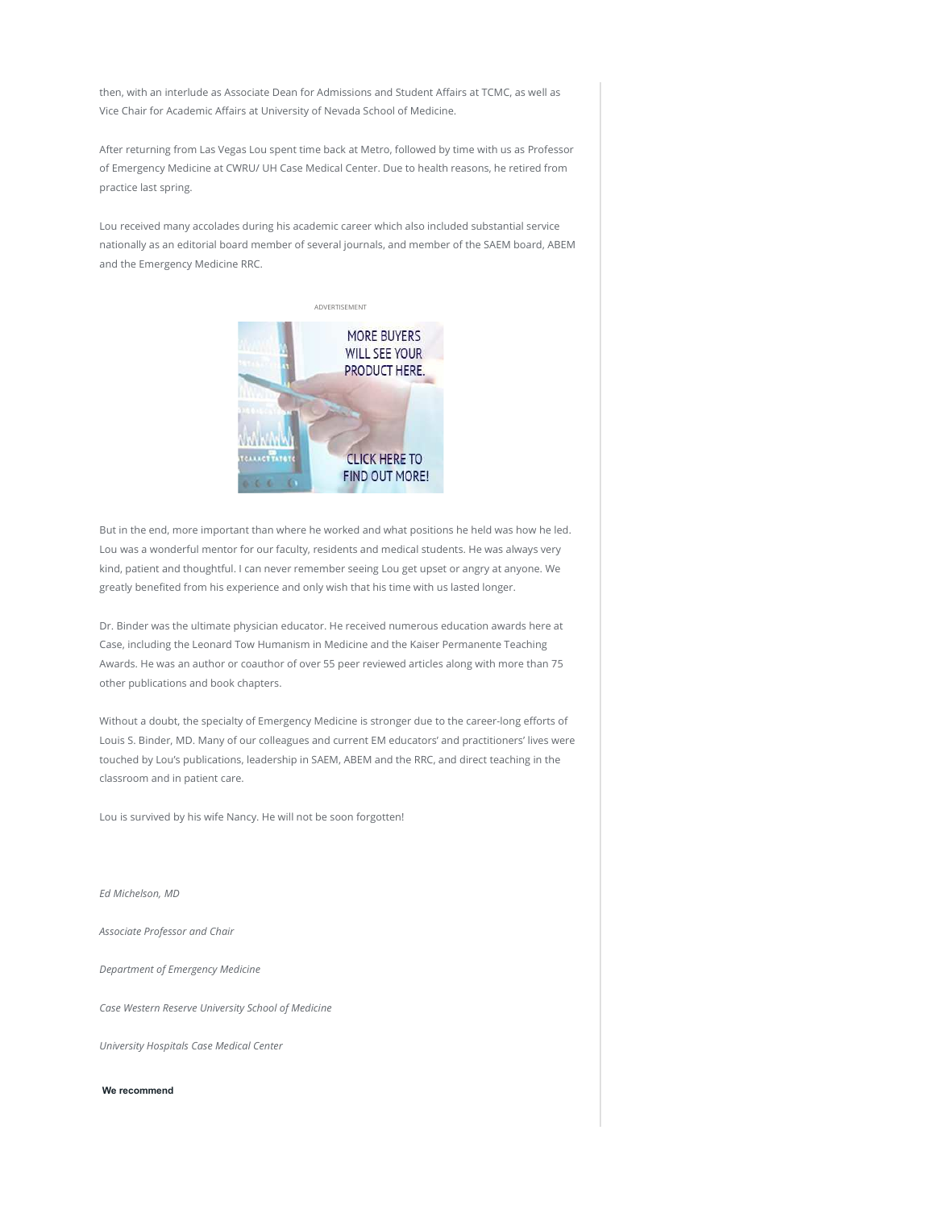then, with an interlude as Associate Dean for Admissions and Student Affairs at TCMC, as well as Vice Chair for Academic Affairs at University of Nevada School of Medicine.

After returning from Las Vegas Lou spent time back at Metro, followed by time with us as Professor of Emergency Medicine at CWRU/ UH Case Medical Center. Due to health reasons, he retired from practice last spring.

Lou received many accolades during his academic career which also included substantial service nationally as an editorial board member of several journals, and member of the SAEM board, ABEM and the Emergency Medicine RRC.

But in the end, more important than where he worked and what positions he held was how he led. Lou was a wonderful mentor for our faculty, residents and medical students. He was always very kind, patient and thoughtful. I can never remember seeing Lou get upset or angry at anyone. We greatly benefited from his experience and only wish that his time with us lasted longer.

Dr. Binder was the ultimate physician educator. He received numerous education awards here at Case, including the Leonard Tow Humanism in Medicine and the Kaiser Permanente Teaching Awards. He was an author or coauthor of over 55 peer reviewed articles along with more than 75 other publications and book chapters.

Without a doubt, the specialty of Emergency Medicine is stronger due to the career-long efforts of Louis S. Binder, MD. Many of our colleagues and current EM educators' and practitioners' lives were touched by Lou's publications, leadership in SAEM, ABEM and the RRC, and direct teaching in the classroom and in patient care.

Lou is survived by his wife Nancy. He will not be soon forgotten!

*Ed Michelson, MD*

*Associate Professor and Chair*

*Department of Emergency Medicine*

*Case Western Reserve University School of Medicine*

*University Hospitals Case Medical Center*

**We recommend**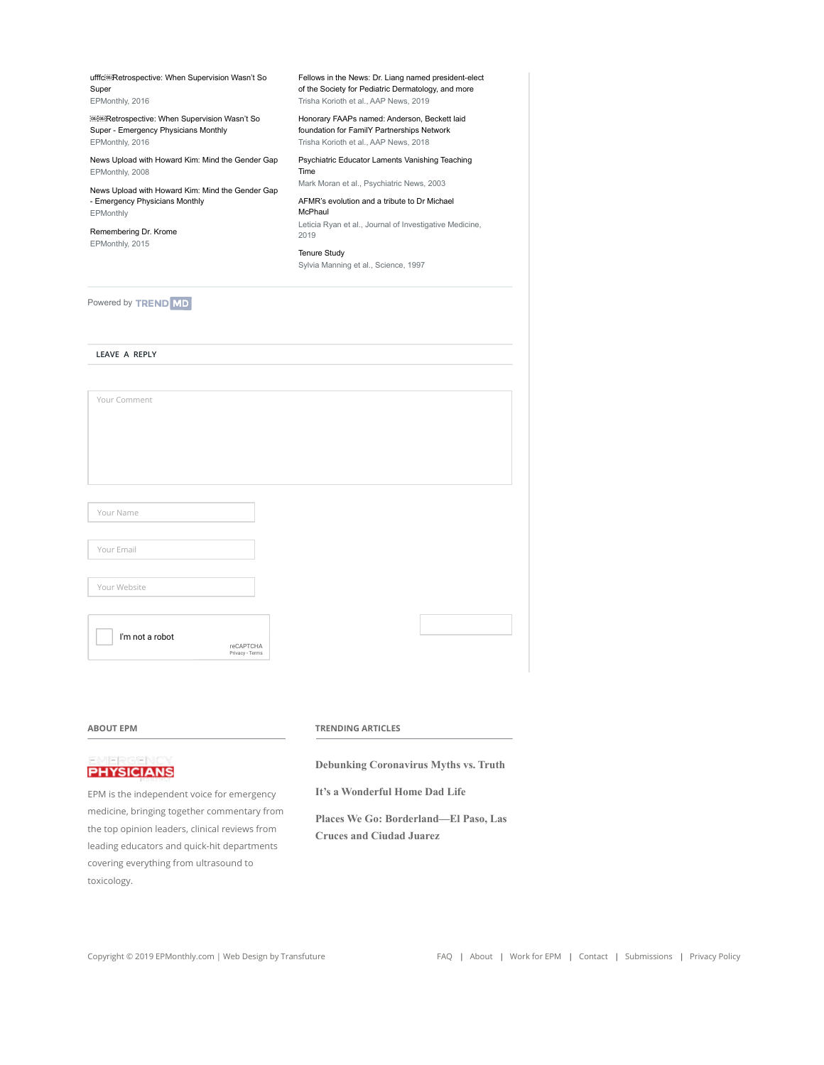ufffcRetrospective: When Supervision Wasn't So Super
EPMonthly, 2016

Retrospective: When Supervision Wasn't So Super - Emergency Physicians Monthly
EPMonthly, 2016

News Upload with Howard Kim: Mind the Gender Gap
EPMonthly, 2008

News Upload with Howard Kim: Mind the Gender Gap - Emergency Physicians Monthly
EPMonthly

Remembering Dr. Krome
EPMonthly, 2015

Fellows in the News: Dr. Liang named president-elect of the Society for Pediatric Dermatology, and more
Trisha Korioth et al., AAP News, 2019

Honorary FAAPs named: Anderson, Beckett laid foundation for FamilY Partnerships Network
Trisha Korioth et al., AAP News, 2018

Psychiatric Educator Laments Vanishing Teaching Time
Mark Moran et al., Psychiatric News, 2003

AFMR's evolution and a tribute to Dr Michael McPhaul
Leticia Ryan et al., Journal of Investigative Medicine, 2019

Tenure Study
Sylvia Manning et al., Science, 1997

Powered by TREND MD

## LEAVE A REPLY

Your Comment

Your Name

Your Email

Your Website

I'm not a robot
reCAPTCHA
Privacy - Terms

### ABOUT EPM

EMERGENCY PHYSICIANS

EPM is the independent voice for emergency medicine, bringing together commentary from the top opinion leaders, clinical reviews from leading educators and quick-hit departments covering everything from ultrasound to toxicology.

### TRENDING ARTICLES

**Debunking Coronavirus Myths vs. Truth**

**It's a Wonderful Home Dad Life**

**Places We Go: Borderland—El Paso, Las Cruces and Ciudad Juarez**

Copyright © 2019 EPMonthly.com | Web Design by Transfuture

FAQ | About | Work for EPM | Contact | Submissions | Privacy Policy